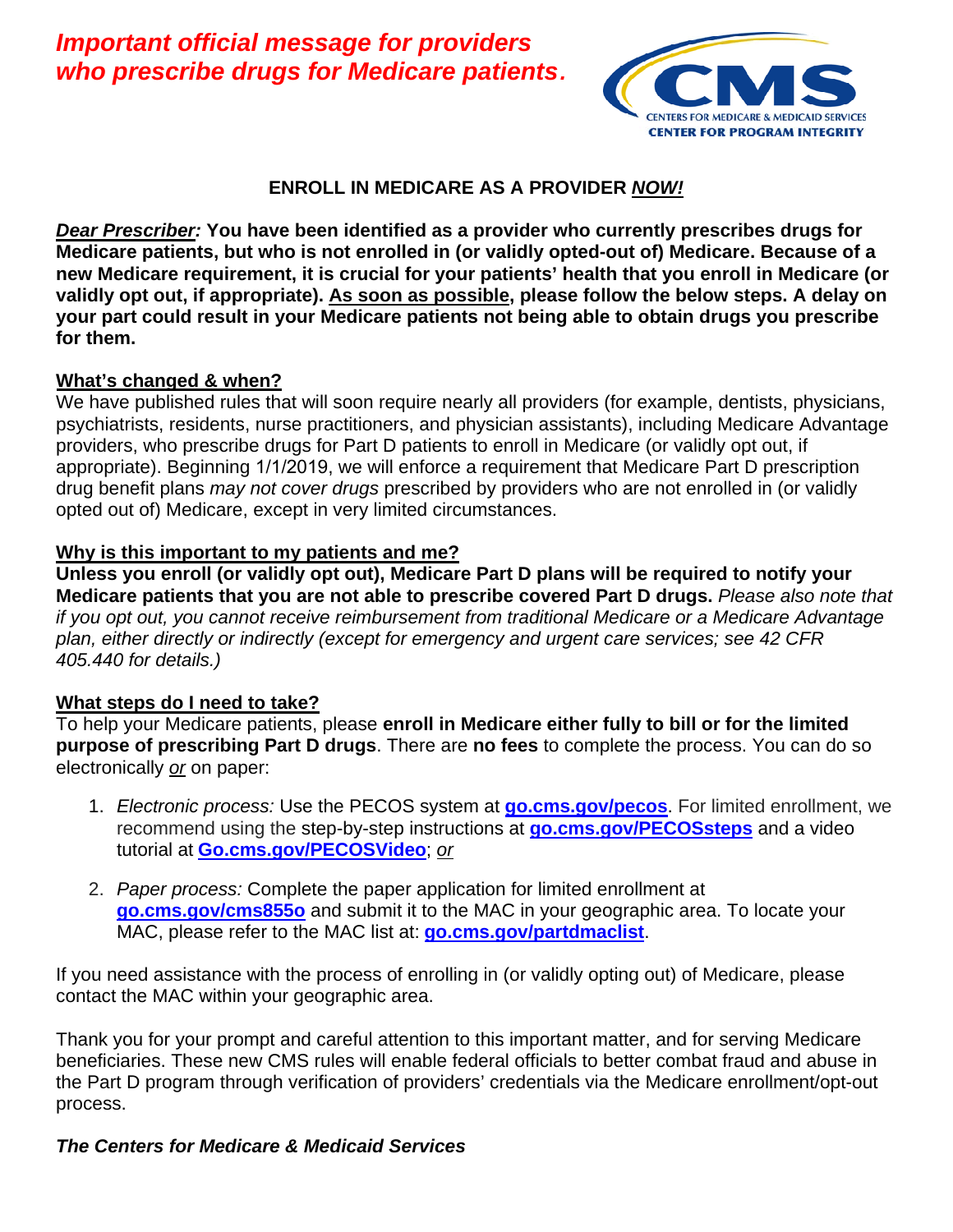***Important official message for providers who prescribe drugs for Medicare patients.***

CMS — CENTERS FOR MEDICARE & MEDICAID SERVICES — CENTER FOR PROGRAM INTEGRITY

## ENROLL IN MEDICARE AS A PROVIDER *NOW!*

***Dear Prescriber:*** **You have been identified as a provider who currently prescribes drugs for Medicare patients, but who is not enrolled in (or validly opted-out of) Medicare. Because of a new Medicare requirement, it is crucial for your patients' health that you enroll in Medicare (or validly opt out, if appropriate). As soon as possible, please follow the below steps. A delay on your part could result in your Medicare patients not being able to obtain drugs you prescribe for them.**

### What's changed & when?

We have published rules that will soon require nearly all providers (for example, dentists, physicians, psychiatrists, residents, nurse practitioners, and physician assistants), including Medicare Advantage providers, who prescribe drugs for Part D patients to enroll in Medicare (or validly opt out, if appropriate). Beginning 1/1/2019, we will enforce a requirement that Medicare Part D prescription drug benefit plans *may not cover drugs* prescribed by providers who are not enrolled in (or validly opted out of) Medicare, except in very limited circumstances.

### Why is this important to my patients and me?

**Unless you enroll (or validly opt out), Medicare Part D plans will be required to notify your Medicare patients that you are not able to prescribe covered Part D drugs.** *Please also note that if you opt out, you cannot receive reimbursement from traditional Medicare or a Medicare Advantage plan, either directly or indirectly (except for emergency and urgent care services; see 42 CFR 405.440 for details.)*

### What steps do I need to take?

To help your Medicare patients, please **enroll in Medicare either fully to bill or for the limited purpose of prescribing Part D drugs**. There are **no fees** to complete the process. You can do so electronically *or* on paper:

1. *Electronic process:* Use the PECOS system at **go.cms.gov/pecos**. For limited enrollment, we recommend using the step-by-step instructions at **go.cms.gov/PECOSsteps** and a video tutorial at **Go.cms.gov/PECOSVideo**; *or*

2. *Paper process:* Complete the paper application for limited enrollment at **go.cms.gov/cms855o** and submit it to the MAC in your geographic area. To locate your MAC, please refer to the MAC list at: **go.cms.gov/partdmaclist**.

If you need assistance with the process of enrolling in (or validly opting out) of Medicare, please contact the MAC within your geographic area.

Thank you for your prompt and careful attention to this important matter, and for serving Medicare beneficiaries. These new CMS rules will enable federal officials to better combat fraud and abuse in the Part D program through verification of providers' credentials via the Medicare enrollment/opt-out process.

***The Centers for Medicare & Medicaid Services***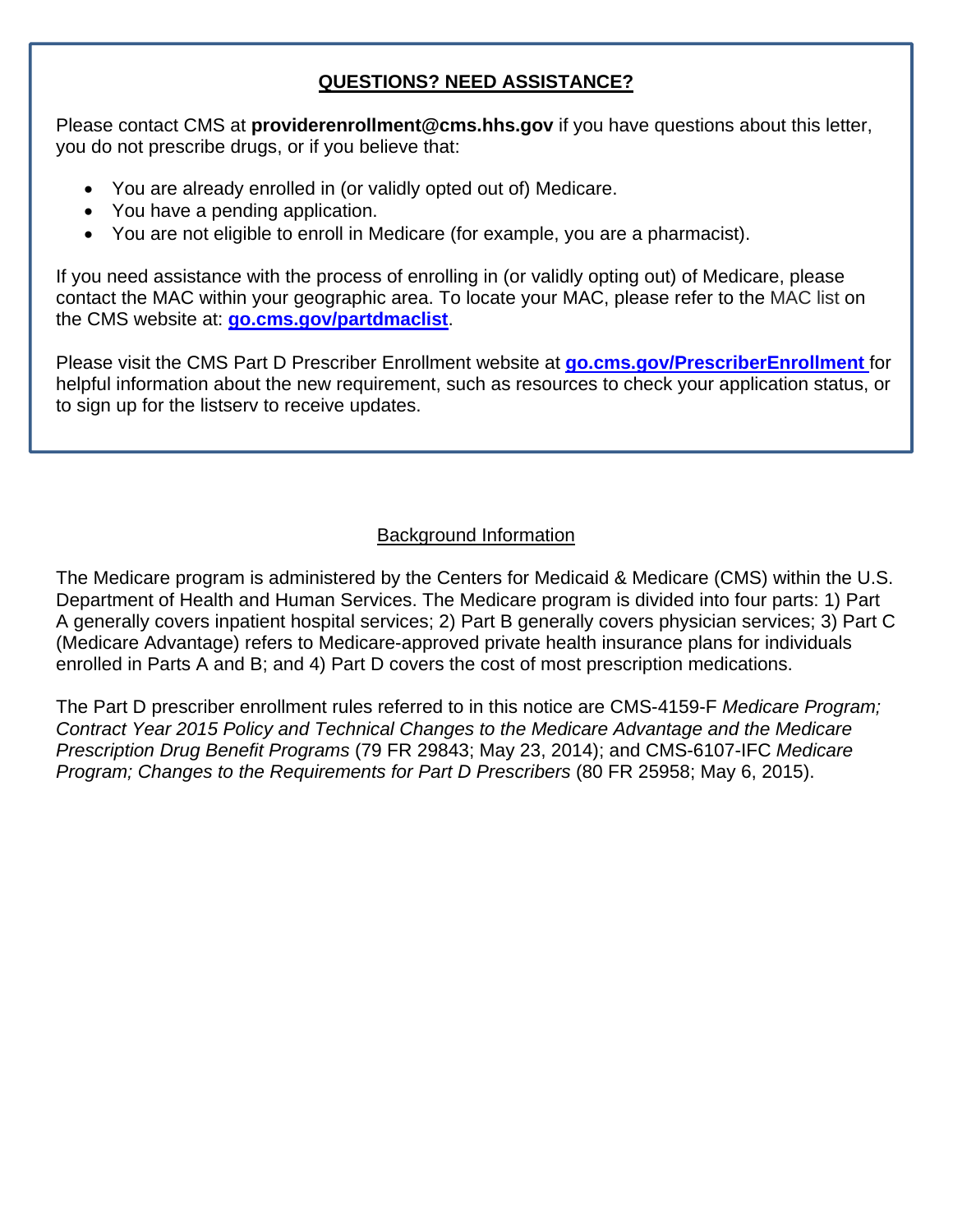## QUESTIONS? NEED ASSISTANCE?

Please contact CMS at **providerenrollment@cms.hhs.gov** if you have questions about this letter, you do not prescribe drugs, or if you believe that:

- You are already enrolled in (or validly opted out of) Medicare.
- You have a pending application.
- You are not eligible to enroll in Medicare (for example, you are a pharmacist).

If you need assistance with the process of enrolling in (or validly opting out) of Medicare, please contact the MAC within your geographic area. To locate your MAC, please refer to the MAC list on the CMS website at: **go.cms.gov/partdmaclist**.

Please visit the CMS Part D Prescriber Enrollment website at **go.cms.gov/PrescriberEnrollment** for helpful information about the new requirement, such as resources to check your application status, or to sign up for the listserv to receive updates.

## Background Information

The Medicare program is administered by the Centers for Medicaid & Medicare (CMS) within the U.S. Department of Health and Human Services. The Medicare program is divided into four parts: 1) Part A generally covers inpatient hospital services; 2) Part B generally covers physician services; 3) Part C (Medicare Advantage) refers to Medicare-approved private health insurance plans for individuals enrolled in Parts A and B; and 4) Part D covers the cost of most prescription medications.

The Part D prescriber enrollment rules referred to in this notice are CMS-4159-F *Medicare Program; Contract Year 2015 Policy and Technical Changes to the Medicare Advantage and the Medicare Prescription Drug Benefit Programs* (79 FR 29843; May 23, 2014); and CMS-6107-IFC *Medicare Program; Changes to the Requirements for Part D Prescribers* (80 FR 25958; May 6, 2015).